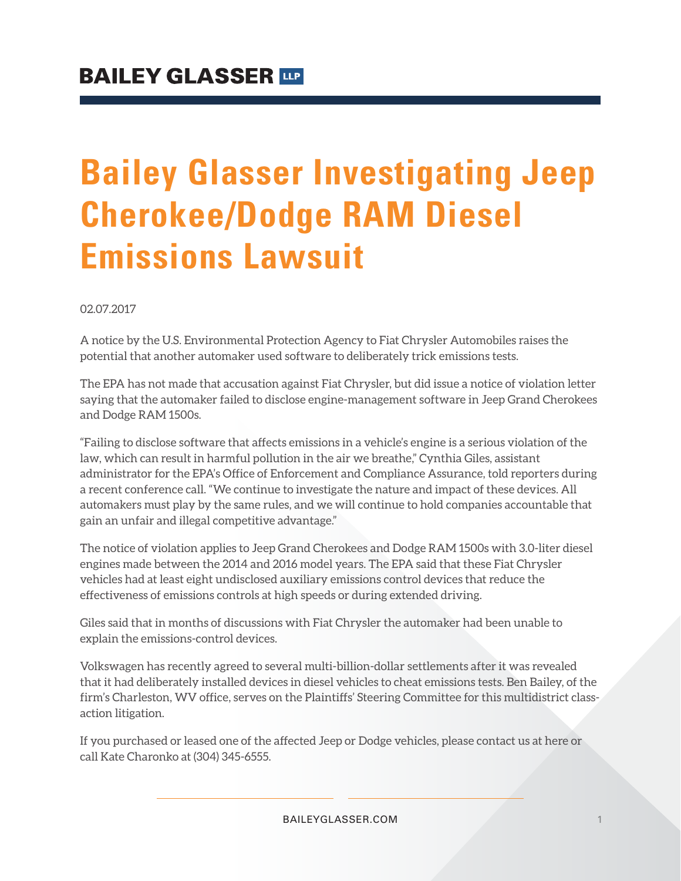# Bailey Glasser Investigating Jeep Cherokee/Dodge RAM Diesel Emissions Lawsuit

02.07.2017

A notice by the U.S. Environmental Protection Agency to Fiat Chrysler Automobiles raises the potential that another automaker used software to deliberately trick emissions tests.

The EPA has not made that accusation against Fiat Chrysler, but did issue a notice of violation letter saying that the automaker failed to disclose engine-management software in Jeep Grand Cherokees and Dodge RAM 1500s.

"Failing to disclose software that affects emissions in a vehicle's engine is a serious violation of the law, which can result in harmful pollution in the air we breathe," Cynthia Giles, assistant administrator for the EPA's Office of Enforcement and Compliance Assurance, told reporters during a recent conference call. "We continue to investigate the nature and impact of these devices. All automakers must play by the same rules, and we will continue to hold companies accountable that gain an unfair and illegal competitive advantage."

The notice of violation applies to Jeep Grand Cherokees and Dodge RAM 1500s with 3.0-liter diesel engines made between the 2014 and 2016 model years. The EPA said that these Fiat Chrysler vehicles had at least eight undisclosed auxiliary emissions control devices that reduce the effectiveness of emissions controls at high speeds or during extended driving.

Giles said that in months of discussions with Fiat Chrysler the automaker had been unable to explain the emissions-control devices.

Volkswagen has recently agreed to several multi-billion-dollar settlements after it was revealed that it had deliberately installed devices in diesel vehicles to cheat emissions tests. Ben Bailey, of the firm's Charleston, WV office, serves on the Plaintiffs' Steering Committee for this multidistrict class-action litigation.

If you purchased or leased one of the affected Jeep or Dodge vehicles, please contact us at here or call Kate Charonko at (304) 345-6555.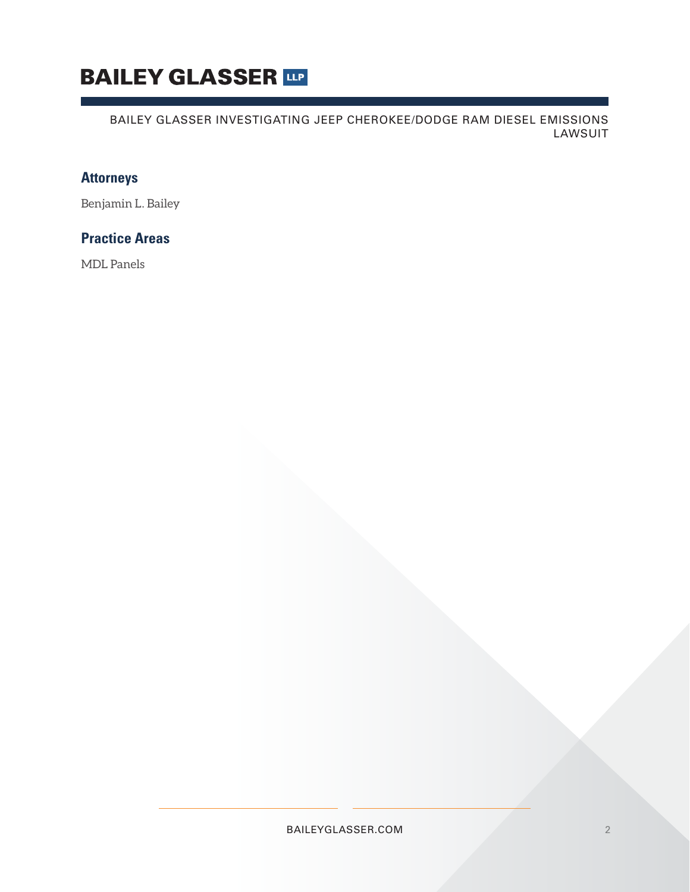## Attorneys

Benjamin L. Bailey

## Practice Areas

MDL Panels